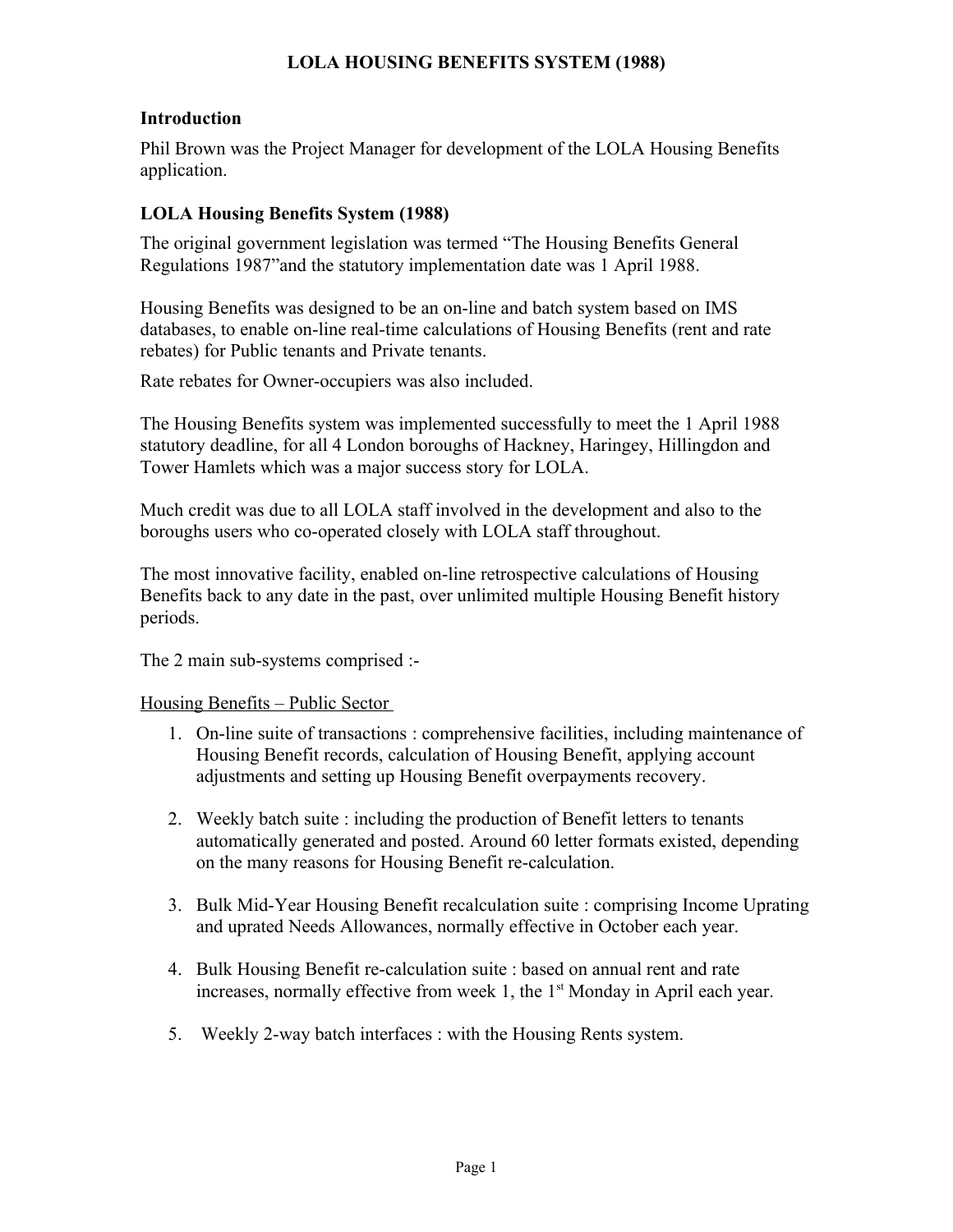# LOLA HOUSING BENEFITS SYSTEM (1988)

## Introduction

Phil Brown was the Project Manager for development of the LOLA Housing Benefits application.

## LOLA Housing Benefits System (1988)

The original government legislation was termed "The Housing Benefits General Regulations 1987"and the statutory implementation date was 1 April 1988.

Housing Benefits was designed to be an on-line and batch system based on IMS databases, to enable on-line real-time calculations of Housing Benefits (rent and rate rebates) for Public tenants and Private tenants.

Rate rebates for Owner-occupiers was also included.

The Housing Benefits system was implemented successfully to meet the 1 April 1988 statutory deadline, for all 4 London boroughs of Hackney, Haringey, Hillingdon and Tower Hamlets which was a major success story for LOLA.

Much credit was due to all LOLA staff involved in the development and also to the boroughs users who co-operated closely with LOLA staff throughout.

The most innovative facility, enabled on-line retrospective calculations of Housing Benefits back to any date in the past, over unlimited multiple Housing Benefit history periods.

The 2 main sub-systems comprised :-

<u>Housing Benefits – Public Sector</u>

1. On-line suite of transactions : comprehensive facilities, including maintenance of Housing Benefit records, calculation of Housing Benefit, applying account adjustments and setting up Housing Benefit overpayments recovery.

2. Weekly batch suite : including the production of Benefit letters to tenants automatically generated and posted. Around 60 letter formats existed, depending on the many reasons for Housing Benefit re-calculation.

3. Bulk Mid-Year Housing Benefit recalculation suite : comprising Income Uprating and uprated Needs Allowances, normally effective in October each year.

4. Bulk Housing Benefit re-calculation suite : based on annual rent and rate increases, normally effective from week 1, the 1st Monday in April each year.

5. Weekly 2-way batch interfaces : with the Housing Rents system.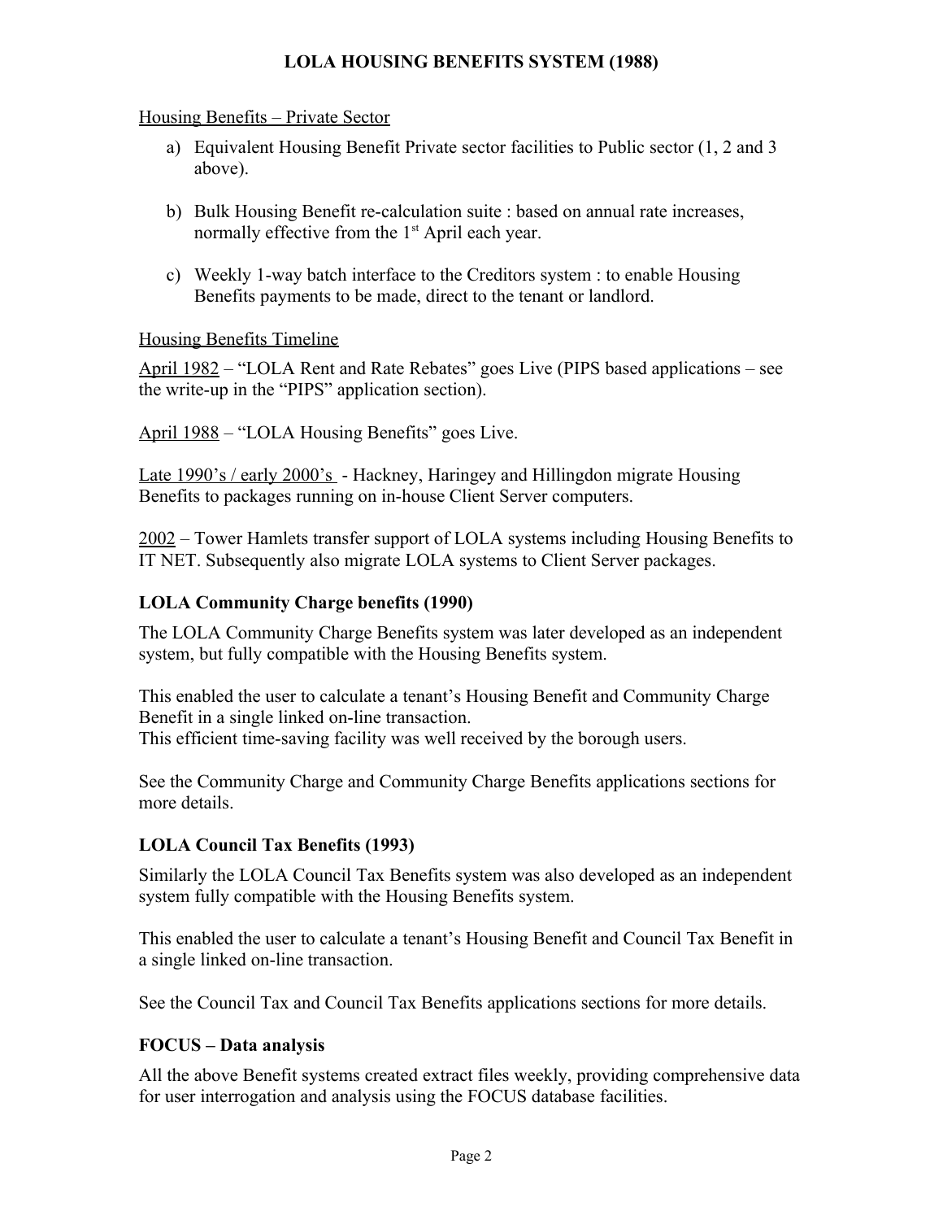## LOLA HOUSING BENEFITS SYSTEM (1988)

Housing Benefits – Private Sector

a) Equivalent Housing Benefit Private sector facilities to Public sector (1, 2 and 3 above).

b) Bulk Housing Benefit re-calculation suite : based on annual rate increases, normally effective from the 1st April each year.

c) Weekly 1-way batch interface to the Creditors system : to enable Housing Benefits payments to be made, direct to the tenant or landlord.

Housing Benefits Timeline

April 1982 – "LOLA Rent and Rate Rebates" goes Live (PIPS based applications – see the write-up in the "PIPS" application section).

April 1988 – "LOLA Housing Benefits" goes Live.

Late 1990's / early 2000's - Hackney, Haringey and Hillingdon migrate Housing Benefits to packages running on in-house Client Server computers.

2002 – Tower Hamlets transfer support of LOLA systems including Housing Benefits to IT NET. Subsequently also migrate LOLA systems to Client Server packages.

### LOLA Community Charge benefits (1990)

The LOLA Community Charge Benefits system was later developed as an independent system, but fully compatible with the Housing Benefits system.

This enabled the user to calculate a tenant's Housing Benefit and Community Charge Benefit in a single linked on-line transaction.
This efficient time-saving facility was well received by the borough users.

See the Community Charge and Community Charge Benefits applications sections for more details.

### LOLA Council Tax Benefits (1993)

Similarly the LOLA Council Tax Benefits system was also developed as an independent system fully compatible with the Housing Benefits system.

This enabled the user to calculate a tenant's Housing Benefit and Council Tax Benefit in a single linked on-line transaction.

See the Council Tax and Council Tax Benefits applications sections for more details.

### FOCUS – Data analysis

All the above Benefit systems created extract files weekly, providing comprehensive data for user interrogation and analysis using the FOCUS database facilities.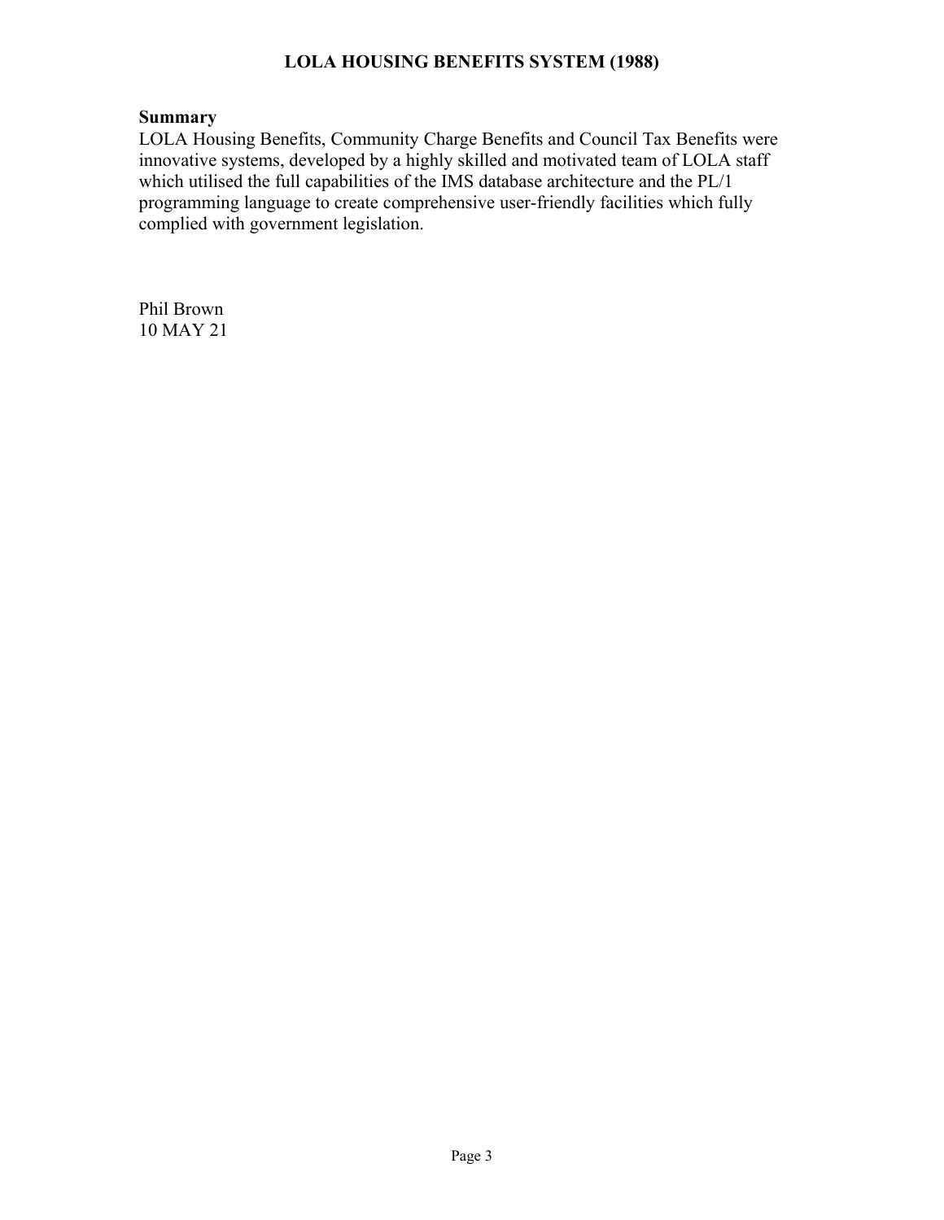**LOLA HOUSING BENEFITS SYSTEM (1988)**

**Summary**

LOLA Housing Benefits, Community Charge Benefits and Council Tax Benefits were innovative systems, developed by a highly skilled and motivated team of LOLA staff which utilised the full capabilities of the IMS database architecture and the PL/1 programming language to create comprehensive user-friendly facilities which fully complied with government legislation.

Phil Brown
10 MAY 21